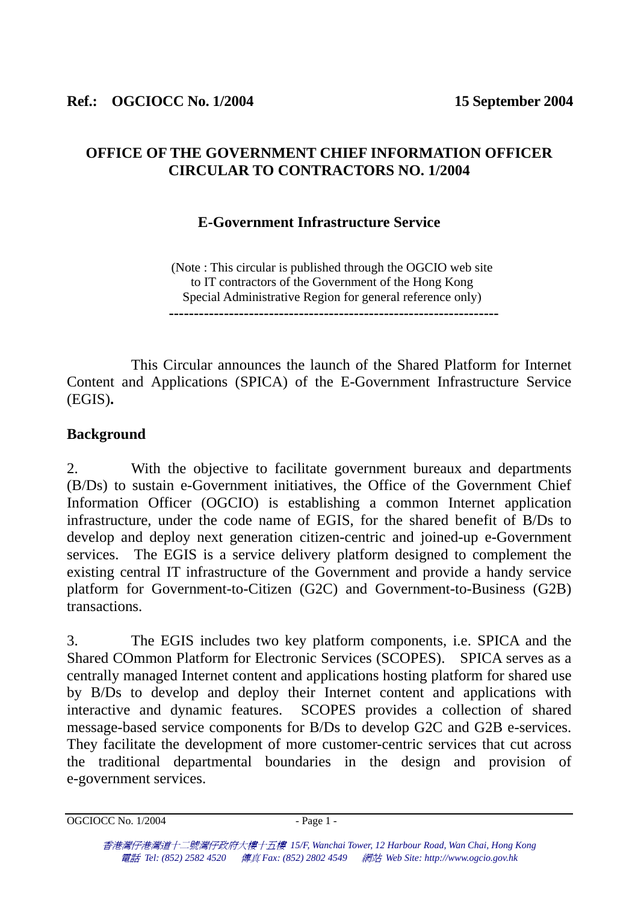**Ref.: OGCIOCC No. 1/2004** **15 September 2004**

# OFFICE OF THE GOVERNMENT CHIEF INFORMATION OFFICER CIRCULAR TO CONTRACTORS NO. 1/2004

## E-Government Infrastructure Service

(Note : This circular is published through the OGCIO web site to IT contractors of the Government of the Hong Kong Special Administrative Region for general reference only)

---

This Circular announces the launch of the Shared Platform for Internet Content and Applications (SPICA) of the E-Government Infrastructure Service (EGIS).

## Background

2. With the objective to facilitate government bureaux and departments (B/Ds) to sustain e-Government initiatives, the Office of the Government Chief Information Officer (OGCIO) is establishing a common Internet application infrastructure, under the code name of EGIS, for the shared benefit of B/Ds to develop and deploy next generation citizen-centric and joined-up e-Government services. The EGIS is a service delivery platform designed to complement the existing central IT infrastructure of the Government and provide a handy service platform for Government-to-Citizen (G2C) and Government-to-Business (G2B) transactions.

3. The EGIS includes two key platform components, i.e. SPICA and the Shared COmmon Platform for Electronic Services (SCOPES). SPICA serves as a centrally managed Internet content and applications hosting platform for shared use by B/Ds to develop and deploy their Internet content and applications with interactive and dynamic features. SCOPES provides a collection of shared message-based service components for B/Ds to develop G2C and G2B e-services. They facilitate the development of more customer-centric services that cut across the traditional departmental boundaries in the design and provision of e-government services.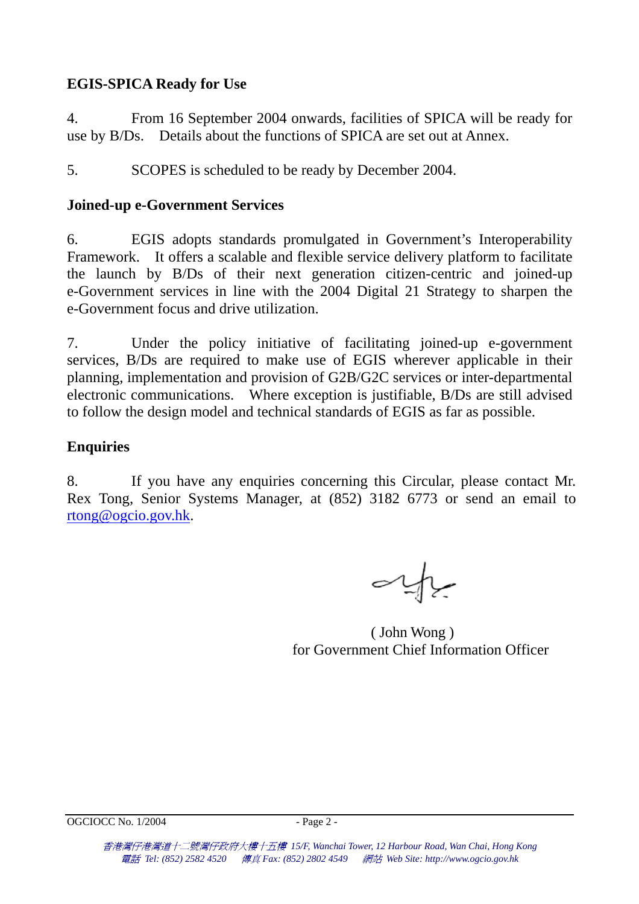**EGIS-SPICA Ready for Use**

4. From 16 September 2004 onwards, facilities of SPICA will be ready for use by B/Ds. Details about the functions of SPICA are set out at Annex.

5. SCOPES is scheduled to be ready by December 2004.

**Joined-up e-Government Services**

6. EGIS adopts standards promulgated in Government's Interoperability Framework. It offers a scalable and flexible service delivery platform to facilitate the launch by B/Ds of their next generation citizen-centric and joined-up e-Government services in line with the 2004 Digital 21 Strategy to sharpen the e-Government focus and drive utilization.

7. Under the policy initiative of facilitating joined-up e-government services, B/Ds are required to make use of EGIS wherever applicable in their planning, implementation and provision of G2B/G2C services or inter-departmental electronic communications. Where exception is justifiable, B/Ds are still advised to follow the design model and technical standards of EGIS as far as possible.

**Enquiries**

8. If you have any enquiries concerning this Circular, please contact Mr. Rex Tong, Senior Systems Manager, at (852) 3182 6773 or send an email to rtong@ogcio.gov.hk.

( John Wong )
for Government Chief Information Officer

OGCIOCC No. 1/2004

*香港灣仔港灣道十二號灣仔政府大樓十五樓 15/F, Wanchai Tower, 12 Harbour Road, Wan Chai, Hong Kong*
*電話 Tel: (852) 2582 4520 傳真 Fax: (852) 2802 4549 網站 Web Site: http://www.ogcio.gov.hk*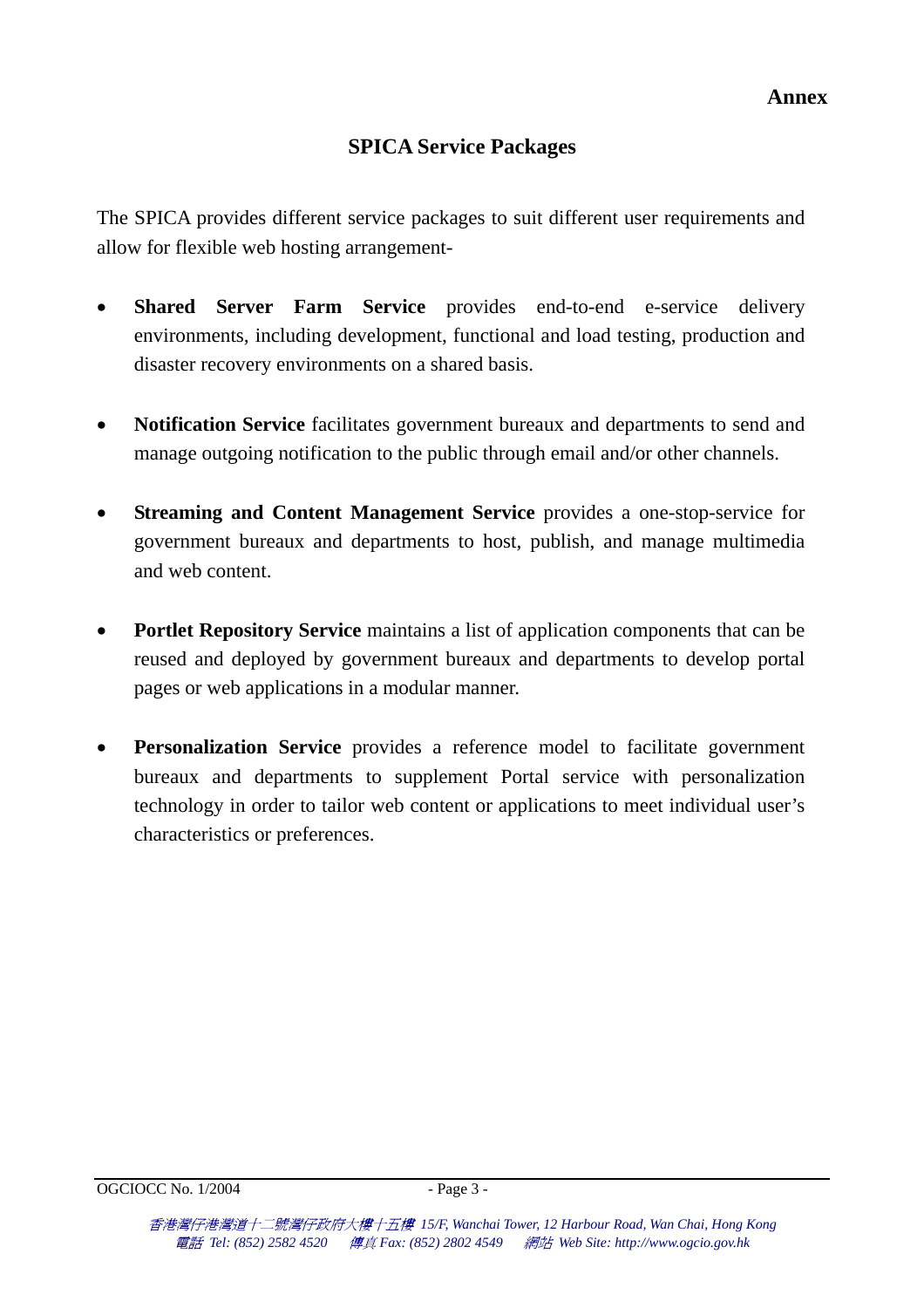**Annex**

## SPICA Service Packages

The SPICA provides different service packages to suit different user requirements and allow for flexible web hosting arrangement-

- **Shared Server Farm Service** provides end-to-end e-service delivery environments, including development, functional and load testing, production and disaster recovery environments on a shared basis.

- **Notification Service** facilitates government bureaux and departments to send and manage outgoing notification to the public through email and/or other channels.

- **Streaming and Content Management Service** provides a one-stop-service for government bureaux and departments to host, publish, and manage multimedia and web content.

- **Portlet Repository Service** maintains a list of application components that can be reused and deployed by government bureaux and departments to develop portal pages or web applications in a modular manner.

- **Personalization Service** provides a reference model to facilitate government bureaux and departments to supplement Portal service with personalization technology in order to tailor web content or applications to meet individual user's characteristics or preferences.